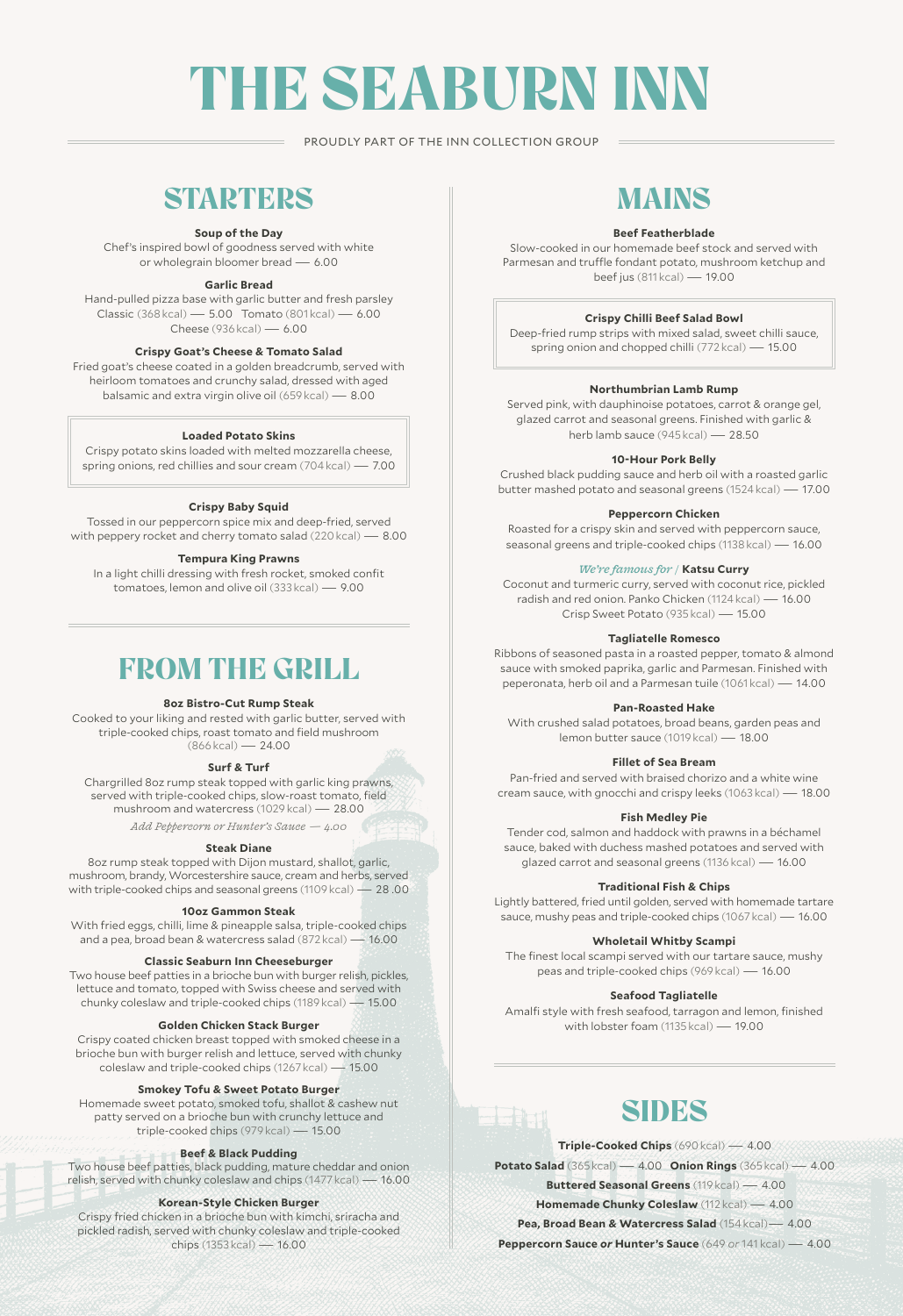# THE SEABURN INN

PROUDLY PART OF THE INN COLLECTION GROUP

## STARTERS

**Soup of the Day**
Chef's inspired bowl of goodness served with white or wholegrain bloomer bread — 6.00

**Garlic Bread**
Hand-pulled pizza base with garlic butter and fresh parsley
Classic (368 kcal) — 5.00 Tomato (801 kcal) — 6.00
Cheese (936 kcal) — 6.00

**Crispy Goat's Cheese & Tomato Salad**
Fried goat's cheese coated in a golden breadcrumb, served with heirloom tomatoes and crunchy salad, dressed with aged balsamic and extra virgin olive oil (659 kcal) — 8.00

**Loaded Potato Skins**
Crispy potato skins loaded with melted mozzarella cheese, spring onions, red chillies and sour cream (704 kcal) — 7.00

**Crispy Baby Squid**
Tossed in our peppercorn spice mix and deep-fried, served with peppery rocket and cherry tomato salad (220 kcal) — 8.00

**Tempura King Prawns**
In a light chilli dressing with fresh rocket, smoked confit tomatoes, lemon and olive oil (333 kcal) — 9.00

## FROM THE GRILL

**8oz Bistro-Cut Rump Steak**
Cooked to your liking and rested with garlic butter, served with triple-cooked chips, roast tomato and field mushroom (866 kcal) — 24.00

**Surf & Turf**
Chargrilled 8oz rump steak topped with garlic king prawns, served with triple-cooked chips, slow-roast tomato, field mushroom and watercress (1029 kcal) — 28.00

*Add Peppercorn or Hunter's Sauce — 4.00*

**Steak Diane**
8oz rump steak topped with Dijon mustard, shallot, garlic, mushroom, brandy, Worcestershire sauce, cream and herbs, served with triple-cooked chips and seasonal greens (1109 kcal) — 28 .00

**10oz Gammon Steak**
With fried eggs, chilli, lime & pineapple salsa, triple-cooked chips and a pea, broad bean & watercress salad (872 kcal) — 16.00

**Classic Seaburn Inn Cheeseburger**
Two house beef patties in a brioche bun with burger relish, pickles, lettuce and tomato, topped with Swiss cheese and served with chunky coleslaw and triple-cooked chips (1189 kcal) — 15.00

**Golden Chicken Stack Burger**
Crispy coated chicken breast topped with smoked cheese in a brioche bun with burger relish and lettuce, served with chunky coleslaw and triple-cooked chips (1267 kcal) — 15.00

**Smokey Tofu & Sweet Potato Burger**
Homemade sweet potato, smoked tofu, shallot & cashew nut patty served on a brioche bun with crunchy lettuce and triple-cooked chips (979 kcal) — 15.00

**Beef & Black Pudding**
Two house beef patties, black pudding, mature cheddar and onion relish, served with chunky coleslaw and chips (1477 kcal) — 16.00

**Korean-Style Chicken Burger**
Crispy fried chicken in a brioche bun with kimchi, sriracha and pickled radish, served with chunky coleslaw and triple-cooked chips (1353 kcal) — 16.00

## MAINS

**Beef Featherblade**
Slow-cooked in our homemade beef stock and served with Parmesan and truffle fondant potato, mushroom ketchup and beef jus (811 kcal) — 19.00

**Crispy Chilli Beef Salad Bowl**
Deep-fried rump strips with mixed salad, sweet chilli sauce, spring onion and chopped chilli (772 kcal) — 15.00

**Northumbrian Lamb Rump**
Served pink, with dauphinoise potatoes, carrot & orange gel, glazed carrot and seasonal greens. Finished with garlic & herb lamb sauce (945 kcal) — 28.50

**10-Hour Pork Belly**
Crushed black pudding sauce and herb oil with a roasted garlic butter mashed potato and seasonal greens (1524 kcal) — 17.00

**Peppercorn Chicken**
Roasted for a crispy skin and served with peppercorn sauce, seasonal greens and triple-cooked chips (1138 kcal) — 16.00

*We're famous for* / **Katsu Curry**
Coconut and turmeric curry, served with coconut rice, pickled radish and red onion. Panko Chicken (1124 kcal) — 16.00
Crisp Sweet Potato (935 kcal) — 15.00

**Tagliatelle Romesco**
Ribbons of seasoned pasta in a roasted pepper, tomato & almond sauce with smoked paprika, garlic and Parmesan. Finished with peperonata, herb oil and a Parmesan tuile (1061 kcal) — 14.00

**Pan-Roasted Hake**
With crushed salad potatoes, broad beans, garden peas and lemon butter sauce (1019 kcal) — 18.00

**Fillet of Sea Bream**
Pan-fried and served with braised chorizo and a white wine cream sauce, with gnocchi and crispy leeks (1063 kcal) — 18.00

**Fish Medley Pie**
Tender cod, salmon and haddock with prawns in a béchamel sauce, baked with duchess mashed potatoes and served with glazed carrot and seasonal greens (1136 kcal) — 16.00

**Traditional Fish & Chips**
Lightly battered, fried until golden, served with homemade tartare sauce, mushy peas and triple-cooked chips (1067 kcal) — 16.00

**Wholetail Whitby Scampi**
The finest local scampi served with our tartare sauce, mushy peas and triple-cooked chips (969 kcal) — 16.00

**Seafood Tagliatelle**
Amalfi style with fresh seafood, tarragon and lemon, finished with lobster foam (1135 kcal) — 19.00

## SIDES

**Triple-Cooked Chips** (690 kcal) — 4.00
**Potato Salad** (365 kcal) — 4.00 **Onion Rings** (365 kcal) — 4.00
**Buttered Seasonal Greens** (119 kcal) — 4.00
**Homemade Chunky Coleslaw** (112 kcal) — 4.00
**Pea, Broad Bean & Watercress Salad** (154 kcal) — 4.00
**Peppercorn Sauce *or* Hunter's Sauce** (649 *or* 141 kcal) — 4.00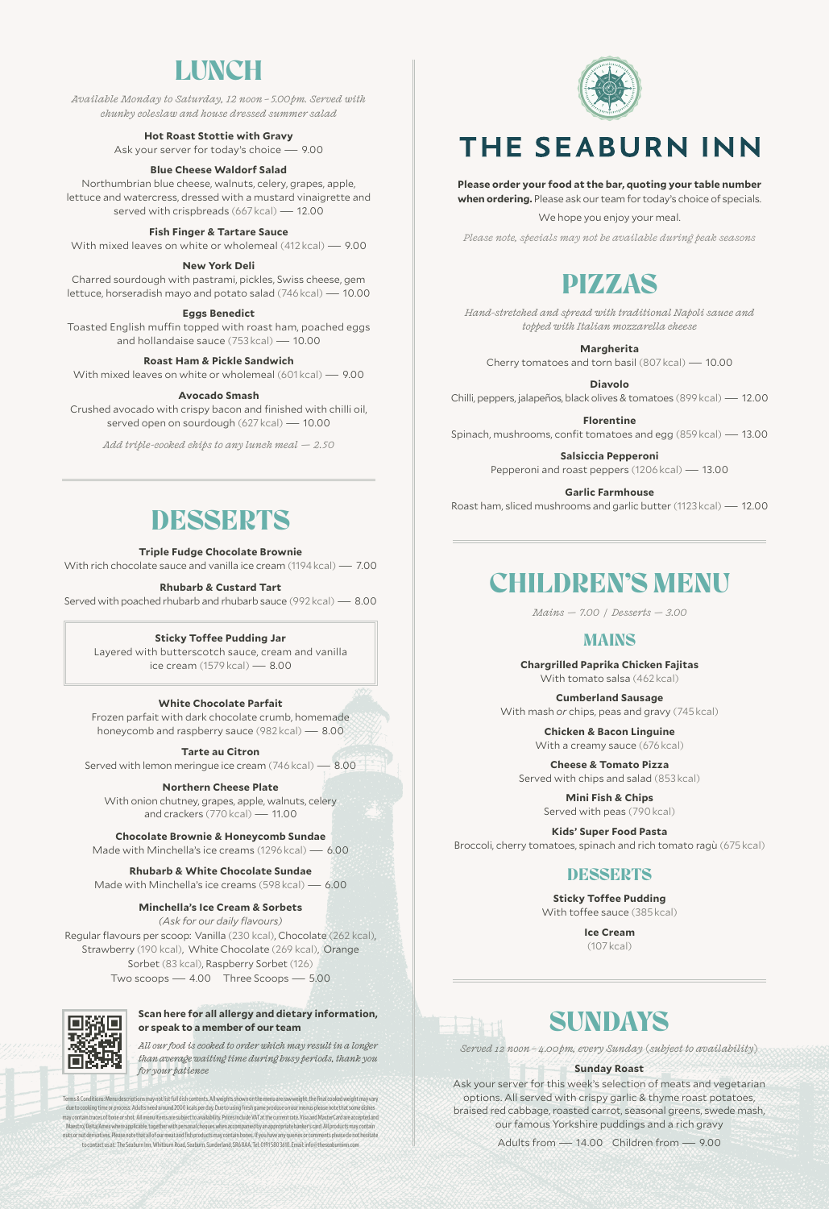# LUNCH

*Available Monday to Saturday, 12 noon – 5.00pm. Served with chunky coleslaw and house dressed summer salad*

**Hot Roast Stottie with Gravy**
Ask your server for today's choice — 9.00

**Blue Cheese Waldorf Salad**
Northumbrian blue cheese, walnuts, celery, grapes, apple, lettuce and watercress, dressed with a mustard vinaigrette and served with crispbreads (667 kcal) — 12.00

**Fish Finger & Tartare Sauce**
With mixed leaves on white or wholemeal (412 kcal) — 9.00

**New York Deli**
Charred sourdough with pastrami, pickles, Swiss cheese, gem lettuce, horseradish mayo and potato salad (746 kcal) — 10.00

**Eggs Benedict**
Toasted English muffin topped with roast ham, poached eggs and hollandaise sauce (753 kcal) — 10.00

**Roast Ham & Pickle Sandwich**
With mixed leaves on white or wholemeal (601 kcal) — 9.00

**Avocado Smash**
Crushed avocado with crispy bacon and finished with chilli oil, served open on sourdough (627 kcal) — 10.00

*Add triple-cooked chips to any lunch meal — 2.50*

# DESSERTS

**Triple Fudge Chocolate Brownie**
With rich chocolate sauce and vanilla ice cream (1194 kcal) — 7.00

**Rhubarb & Custard Tart**
Served with poached rhubarb and rhubarb sauce (992 kcal) — 8.00

**Sticky Toffee Pudding Jar**
Layered with butterscotch sauce, cream and vanilla ice cream (1579 kcal) — 8.00

**White Chocolate Parfait**
Frozen parfait with dark chocolate crumb, homemade honeycomb and raspberry sauce (982 kcal) — 8.00

**Tarte au Citron**
Served with lemon meringue ice cream (746 kcal) — 8.00

**Northern Cheese Plate**
With onion chutney, grapes, apple, walnuts, celery and crackers (770 kcal) — 11.00

**Chocolate Brownie & Honeycomb Sundae**
Made with Minchella's ice creams (1296 kcal) — 6.00

**Rhubarb & White Chocolate Sundae**
Made with Minchella's ice creams (598 kcal) — 6.00

**Minchella's Ice Cream & Sorbets**
*(Ask for our daily flavours)*
Regular flavours per scoop: Vanilla (230 kcal), Chocolate (262 kcal), Strawberry (190 kcal), White Chocolate (269 kcal), Orange Sorbet (83 kcal), Raspberry Sorbet (126)
Two scoops — 4.00 Three Scoops — 5.00

**Scan here for all allergy and dietary information, or speak to a member of our team**

*All our food is cooked to order which may result in a longer than average waiting time during busy periods, thank you for your patience*

Terms & Conditions: Menu descriptions may not list full dish contents. All weights shown on the menu are raw weight, the final cooked weight may vary due to cooking time or process. Adults need around 2000 kcals per day. Due to using fresh game produce on our menus please note that some dishes may contain traces of bone or shot. All menu items are subject to availability. Prices include VAT at the current rate. Visa and MasterCard are accepted and Maestro/Delta/Amex where applicable, together with personal cheques when accompanied by an appropriate banker's card. All products may contain nuts or nut derivatives. Please note that all of our meat and fish products may contain bones. If you have any queries or comments please do not hesitate to contact us at: The Seaburn Inn, Whitburn Road, Seaburn, Sunderland, SR6 8AA. Tel. 0191 580 3610. Email: info@theseaburninn.com

# THE SEABURN INN

**Please order your food at the bar, quoting your table number when ordering.** Please ask our team for today's choice of specials.

We hope you enjoy your meal.

*Please note, specials may not be available during peak seasons*

# PIZZAS

*Hand-stretched and spread with traditional Napoli sauce and topped with Italian mozzarella cheese*

**Margherita**
Cherry tomatoes and torn basil (807 kcal) — 10.00

**Diavolo**
Chilli, peppers, jalapeños, black olives & tomatoes (899 kcal) — 12.00

**Florentine**
Spinach, mushrooms, confit tomatoes and egg (859 kcal) — 13.00

**Salsiccia Pepperoni**
Pepperoni and roast peppers (1206 kcal) — 13.00

**Garlic Farmhouse**
Roast ham, sliced mushrooms and garlic butter (1123 kcal) — 12.00

# CHILDREN'S MENU

*Mains — 7.00 / Desserts — 3.00*

## MAINS

**Chargrilled Paprika Chicken Fajitas**
With tomato salsa (462 kcal)

**Cumberland Sausage**
With mash *or* chips, peas and gravy (745 kcal)

**Chicken & Bacon Linguine**
With a creamy sauce (676 kcal)

**Cheese & Tomato Pizza**
Served with chips and salad (853 kcal)

**Mini Fish & Chips**
Served with peas (790 kcal)

**Kids' Super Food Pasta**
Broccoli, cherry tomatoes, spinach and rich tomato ragù (675 kcal)

## DESSERTS

**Sticky Toffee Pudding**
With toffee sauce (385 kcal)

**Ice Cream**
(107 kcal)

# SUNDAYS

*Served 12 noon – 4.00pm, every Sunday (subject to availability)*

**Sunday Roast**
Ask your server for this week's selection of meats and vegetarian options. All served with crispy garlic & thyme roast potatoes, braised red cabbage, roasted carrot, seasonal greens, swede mash, our famous Yorkshire puddings and a rich gravy

Adults from — 14.00 Children from — 9.00